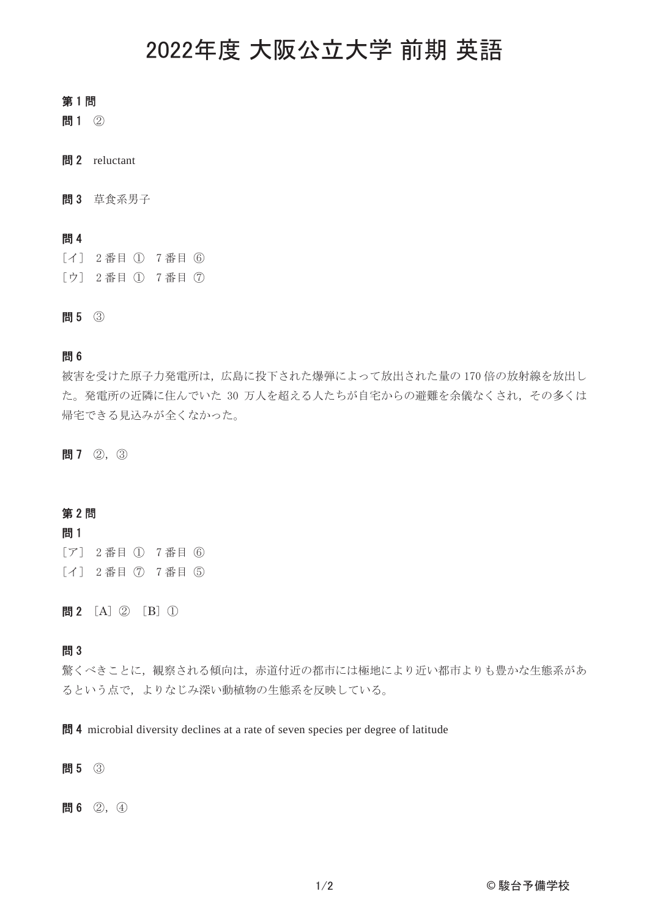# 2022年度 大阪公立大学 前期 英語

## 第 1 問

**問 1** ②

**問 2** reluctant

**問 3** 草食系男子

**問 4**

［イ］ 2 番目 ① 7 番目 ⑥

［ウ］ 2 番目 ① 7 番目 ⑦

**問 5** ③

**問 6**

被害を受けた原子力発電所は，広島に投下された爆弾によって放出された量の 170 倍の放射線を放出した。発電所の近隣に住んでいた 30 万人を超える人たちが自宅からの避難を余儀なくされ，その多くは帰宅できる見込みが全くなかった。

**問 7** ②，③

## 第 2 問

**問 1**

［ア］ 2 番目 ① 7 番目 ⑥

［イ］ 2 番目 ⑦ 7 番目 ⑤

**問 2** ［A］② ［B］①

**問 3**

驚くべきことに，観察される傾向は，赤道付近の都市には極地により近い都市よりも豊かな生態系があるという点で，よりなじみ深い動植物の生態系を反映している。

**問 4** microbial diversity declines at a rate of seven species per degree of latitude

**問 5** ③

**問 6** ②，④

© 駿台予備学校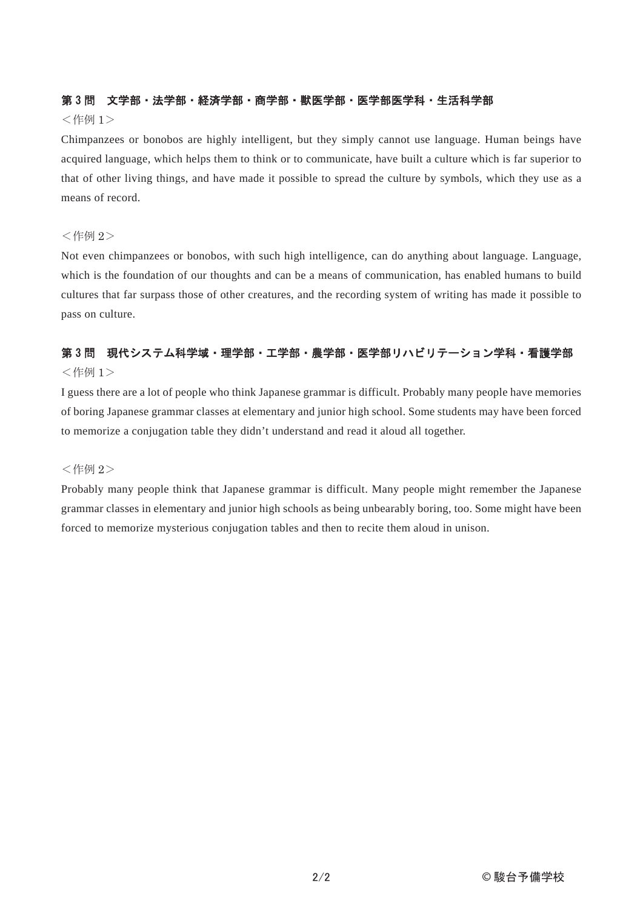## 第 3 問　文学部・法学部・経済学部・商学部・獣医学部・医学部医学科・生活科学部

＜作例 1＞

Chimpanzees or bonobos are highly intelligent, but they simply cannot use language. Human beings have acquired language, which helps them to think or to communicate, have built a culture which is far superior to that of other living things, and have made it possible to spread the culture by symbols, which they use as a means of record.

＜作例 2＞

Not even chimpanzees or bonobos, with such high intelligence, can do anything about language. Language, which is the foundation of our thoughts and can be a means of communication, has enabled humans to build cultures that far surpass those of other creatures, and the recording system of writing has made it possible to pass on culture.

## 第 3 問　現代システム科学域・理学部・工学部・農学部・医学部リハビリテーション学科・看護学部

＜作例 1＞

I guess there are a lot of people who think Japanese grammar is difficult. Probably many people have memories of boring Japanese grammar classes at elementary and junior high school. Some students may have been forced to memorize a conjugation table they didn't understand and read it aloud all together.

＜作例 2＞

Probably many people think that Japanese grammar is difficult. Many people might remember the Japanese grammar classes in elementary and junior high schools as being unbearably boring, too. Some might have been forced to memorize mysterious conjugation tables and then to recite them aloud in unison.